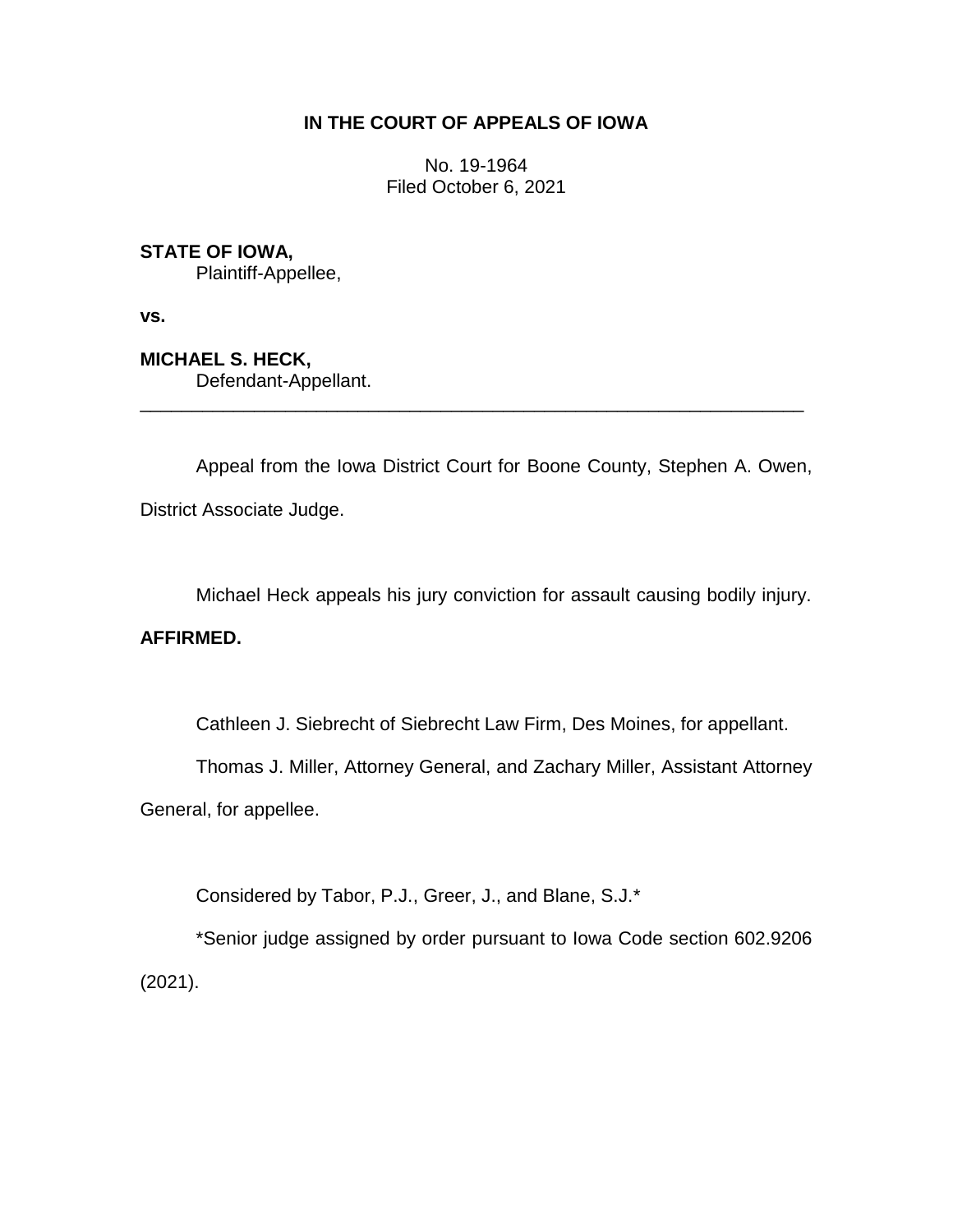# IN THE COURT OF APPEALS OF IOWA

No. 19-1964
Filed October 6, 2021

**STATE OF IOWA,**
Plaintiff-Appellee,

**vs.**

**MICHAEL S. HECK,**
Defendant-Appellant.

---

Appeal from the Iowa District Court for Boone County, Stephen A. Owen, District Associate Judge.

Michael Heck appeals his jury conviction for assault causing bodily injury.

**AFFIRMED.**

Cathleen J. Siebrecht of Siebrecht Law Firm, Des Moines, for appellant.

Thomas J. Miller, Attorney General, and Zachary Miller, Assistant Attorney General, for appellee.

Considered by Tabor, P.J., Greer, J., and Blane, S.J.*

*Senior judge assigned by order pursuant to Iowa Code section 602.9206 (2021).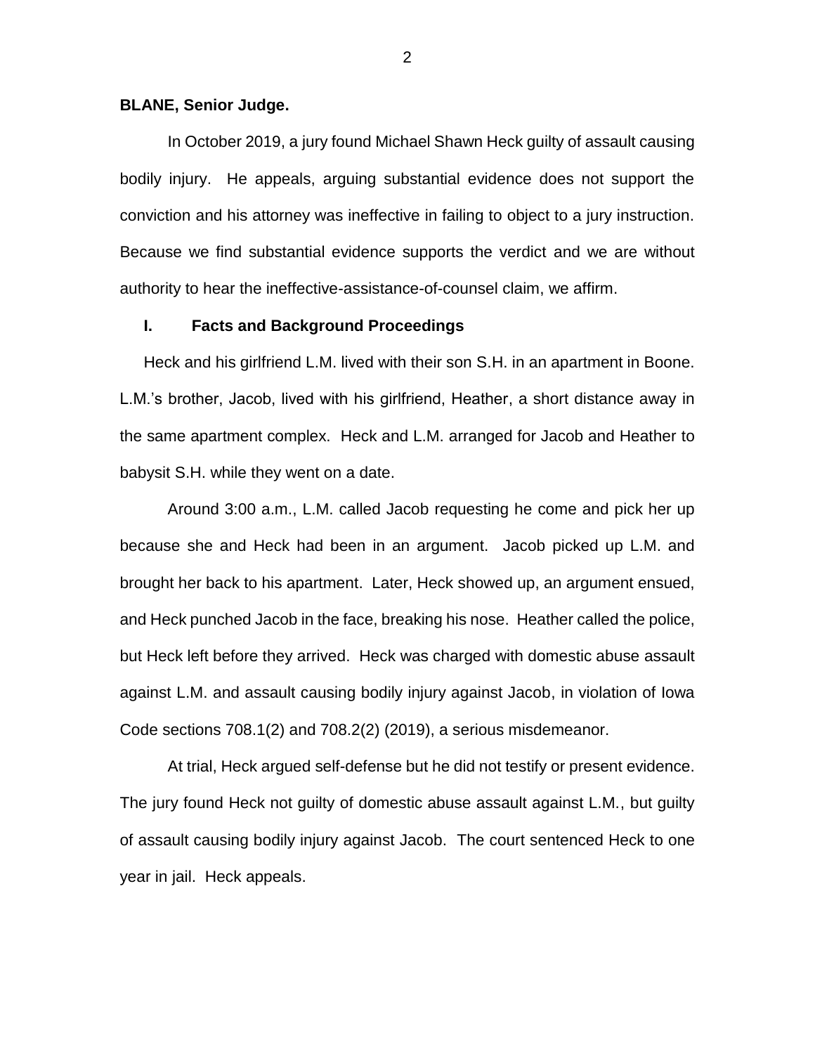**BLANE, Senior Judge.**

In October 2019, a jury found Michael Shawn Heck guilty of assault causing bodily injury. He appeals, arguing substantial evidence does not support the conviction and his attorney was ineffective in failing to object to a jury instruction. Because we find substantial evidence supports the verdict and we are without authority to hear the ineffective-assistance-of-counsel claim, we affirm.

## I. Facts and Background Proceedings

Heck and his girlfriend L.M. lived with their son S.H. in an apartment in Boone. L.M.'s brother, Jacob, lived with his girlfriend, Heather, a short distance away in the same apartment complex. Heck and L.M. arranged for Jacob and Heather to babysit S.H. while they went on a date.

Around 3:00 a.m., L.M. called Jacob requesting he come and pick her up because she and Heck had been in an argument. Jacob picked up L.M. and brought her back to his apartment. Later, Heck showed up, an argument ensued, and Heck punched Jacob in the face, breaking his nose. Heather called the police, but Heck left before they arrived. Heck was charged with domestic abuse assault against L.M. and assault causing bodily injury against Jacob, in violation of Iowa Code sections 708.1(2) and 708.2(2) (2019), a serious misdemeanor.

At trial, Heck argued self-defense but he did not testify or present evidence. The jury found Heck not guilty of domestic abuse assault against L.M., but guilty of assault causing bodily injury against Jacob. The court sentenced Heck to one year in jail. Heck appeals.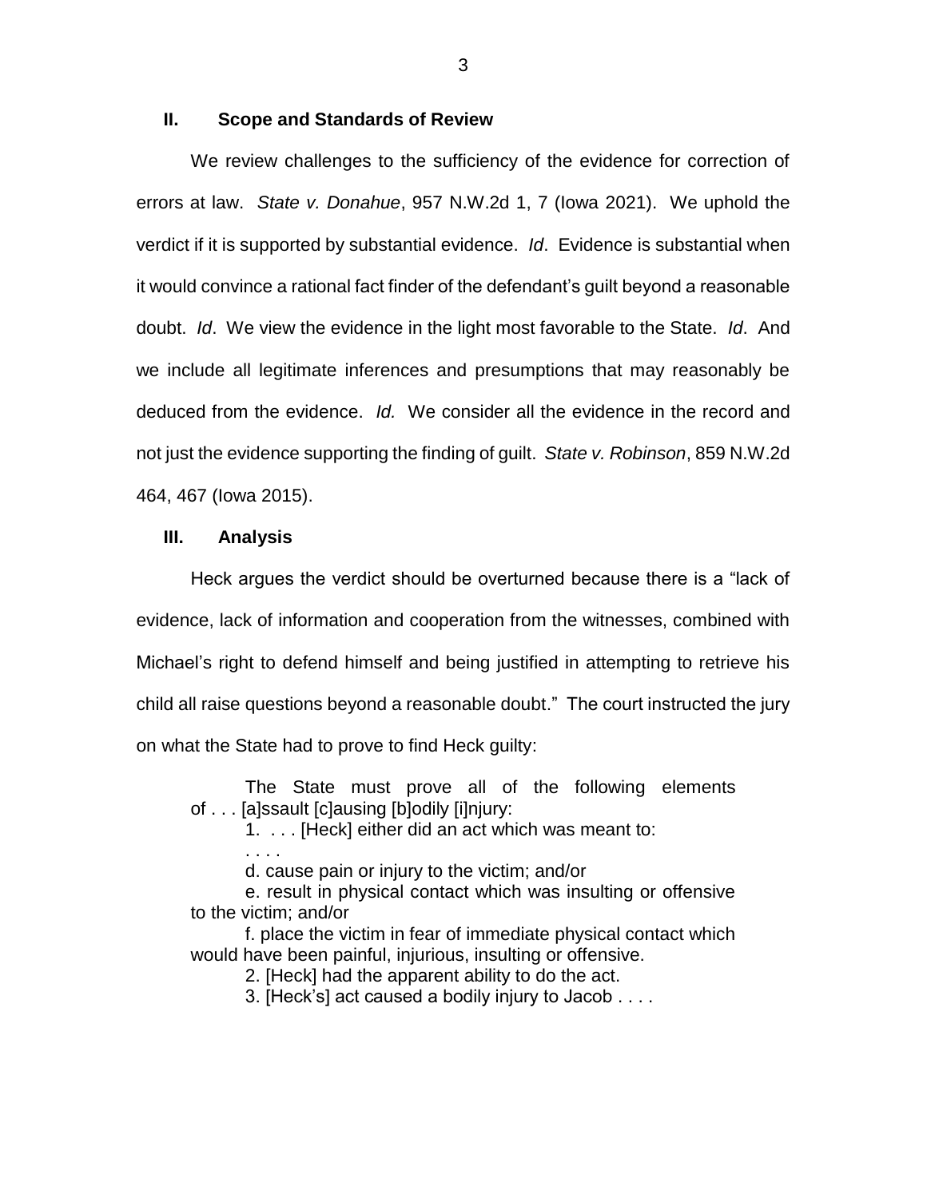## II. Scope and Standards of Review

We review challenges to the sufficiency of the evidence for correction of errors at law. *State v. Donahue*, 957 N.W.2d 1, 7 (Iowa 2021). We uphold the verdict if it is supported by substantial evidence. *Id*. Evidence is substantial when it would convince a rational fact finder of the defendant's guilt beyond a reasonable doubt. *Id*. We view the evidence in the light most favorable to the State. *Id*. And we include all legitimate inferences and presumptions that may reasonably be deduced from the evidence. *Id.* We consider all the evidence in the record and not just the evidence supporting the finding of guilt. *State v. Robinson*, 859 N.W.2d 464, 467 (Iowa 2015).

## III. Analysis

Heck argues the verdict should be overturned because there is a "lack of evidence, lack of information and cooperation from the witnesses, combined with Michael's right to defend himself and being justified in attempting to retrieve his child all raise questions beyond a reasonable doubt." The court instructed the jury on what the State had to prove to find Heck guilty:

> The State must prove all of the following elements of . . . [a]ssault [c]ausing [b]odily [i]njury:
>
> 1. . . . [Heck] either did an act which was meant to:
>
> . . . .
>
> d. cause pain or injury to the victim; and/or
>
> e. result in physical contact which was insulting or offensive to the victim; and/or
>
> f. place the victim in fear of immediate physical contact which would have been painful, injurious, insulting or offensive.
>
> 2. [Heck] had the apparent ability to do the act.
>
> 3. [Heck's] act caused a bodily injury to Jacob . . . .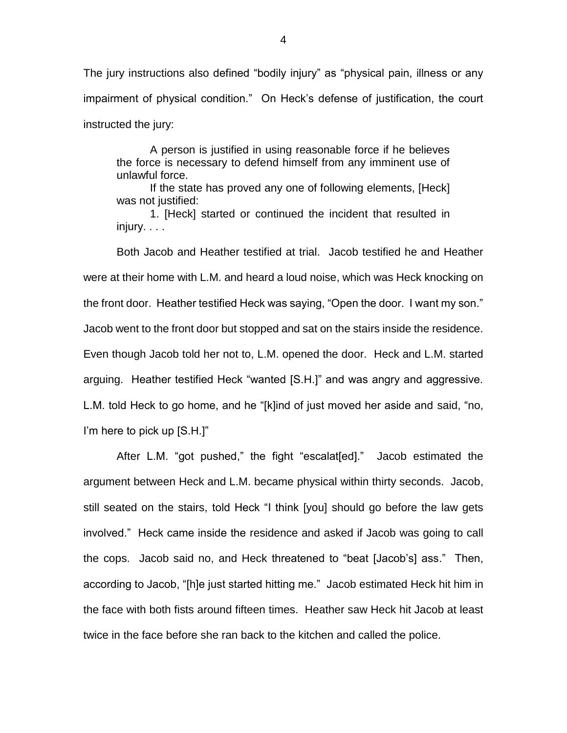The jury instructions also defined "bodily injury" as "physical pain, illness or any impairment of physical condition." On Heck's defense of justification, the court instructed the jury:

> A person is justified in using reasonable force if he believes the force is necessary to defend himself from any imminent use of unlawful force.
>
> If the state has proved any one of following elements, [Heck] was not justified:
>
> 1. [Heck] started or continued the incident that resulted in injury. . . .

Both Jacob and Heather testified at trial. Jacob testified he and Heather were at their home with L.M. and heard a loud noise, which was Heck knocking on the front door. Heather testified Heck was saying, "Open the door. I want my son." Jacob went to the front door but stopped and sat on the stairs inside the residence. Even though Jacob told her not to, L.M. opened the door. Heck and L.M. started arguing. Heather testified Heck "wanted [S.H.]" and was angry and aggressive. L.M. told Heck to go home, and he "[k]ind of just moved her aside and said, "no, I'm here to pick up [S.H.]"

After L.M. "got pushed," the fight "escalat[ed]." Jacob estimated the argument between Heck and L.M. became physical within thirty seconds. Jacob, still seated on the stairs, told Heck "I think [you] should go before the law gets involved." Heck came inside the residence and asked if Jacob was going to call the cops. Jacob said no, and Heck threatened to "beat [Jacob's] ass." Then, according to Jacob, "[h]e just started hitting me." Jacob estimated Heck hit him in the face with both fists around fifteen times. Heather saw Heck hit Jacob at least twice in the face before she ran back to the kitchen and called the police.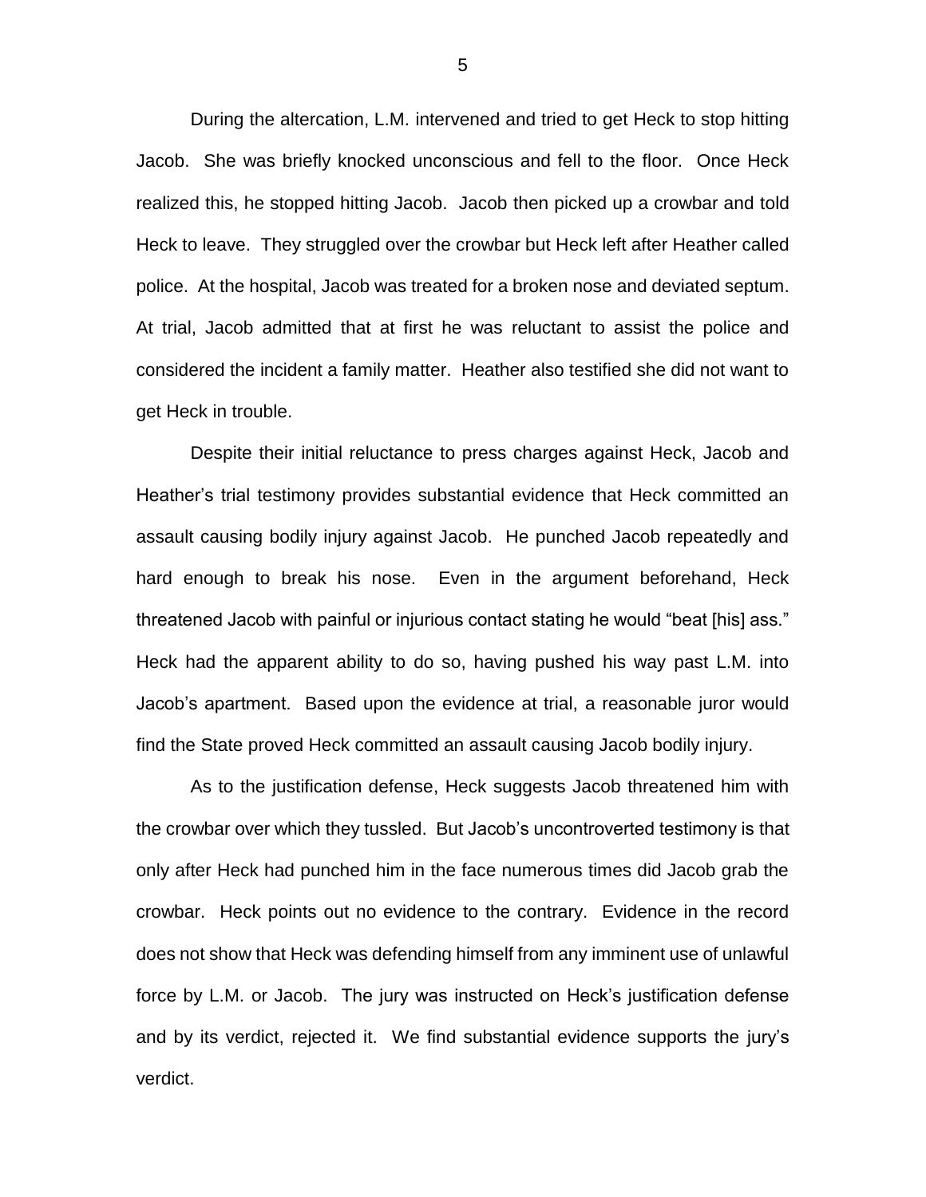During the altercation, L.M. intervened and tried to get Heck to stop hitting Jacob. She was briefly knocked unconscious and fell to the floor. Once Heck realized this, he stopped hitting Jacob. Jacob then picked up a crowbar and told Heck to leave. They struggled over the crowbar but Heck left after Heather called police. At the hospital, Jacob was treated for a broken nose and deviated septum. At trial, Jacob admitted that at first he was reluctant to assist the police and considered the incident a family matter. Heather also testified she did not want to get Heck in trouble.

Despite their initial reluctance to press charges against Heck, Jacob and Heather's trial testimony provides substantial evidence that Heck committed an assault causing bodily injury against Jacob. He punched Jacob repeatedly and hard enough to break his nose. Even in the argument beforehand, Heck threatened Jacob with painful or injurious contact stating he would "beat [his] ass." Heck had the apparent ability to do so, having pushed his way past L.M. into Jacob's apartment. Based upon the evidence at trial, a reasonable juror would find the State proved Heck committed an assault causing Jacob bodily injury.

As to the justification defense, Heck suggests Jacob threatened him with the crowbar over which they tussled. But Jacob's uncontroverted testimony is that only after Heck had punched him in the face numerous times did Jacob grab the crowbar. Heck points out no evidence to the contrary. Evidence in the record does not show that Heck was defending himself from any imminent use of unlawful force by L.M. or Jacob. The jury was instructed on Heck's justification defense and by its verdict, rejected it. We find substantial evidence supports the jury's verdict.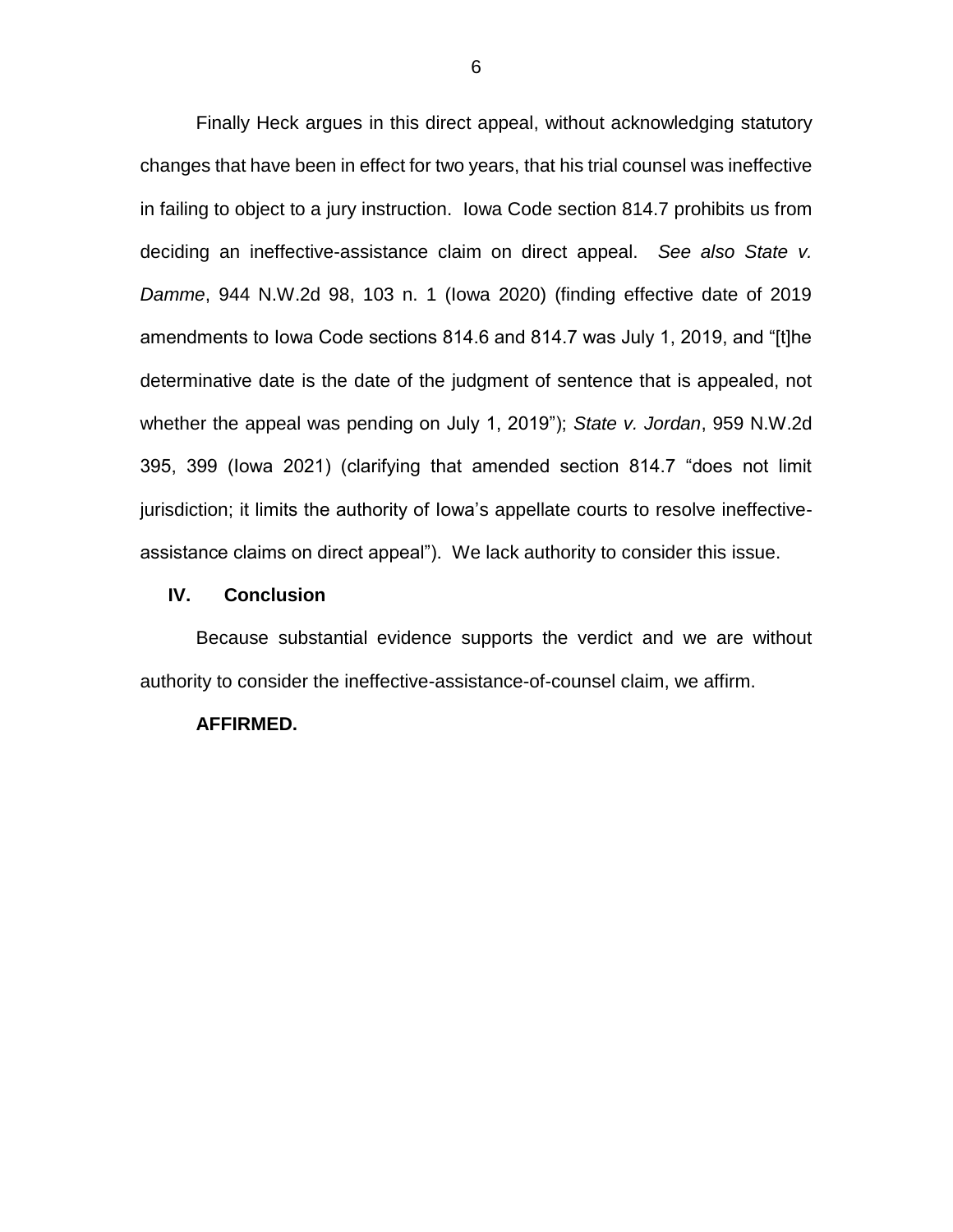Finally Heck argues in this direct appeal, without acknowledging statutory changes that have been in effect for two years, that his trial counsel was ineffective in failing to object to a jury instruction. Iowa Code section 814.7 prohibits us from deciding an ineffective-assistance claim on direct appeal. *See also State v. Damme*, 944 N.W.2d 98, 103 n. 1 (Iowa 2020) (finding effective date of 2019 amendments to Iowa Code sections 814.6 and 814.7 was July 1, 2019, and "[t]he determinative date is the date of the judgment of sentence that is appealed, not whether the appeal was pending on July 1, 2019"); *State v. Jordan*, 959 N.W.2d 395, 399 (Iowa 2021) (clarifying that amended section 814.7 "does not limit jurisdiction; it limits the authority of Iowa's appellate courts to resolve ineffective-assistance claims on direct appeal"). We lack authority to consider this issue.

## IV. Conclusion

Because substantial evidence supports the verdict and we are without authority to consider the ineffective-assistance-of-counsel claim, we affirm.

**AFFIRMED.**